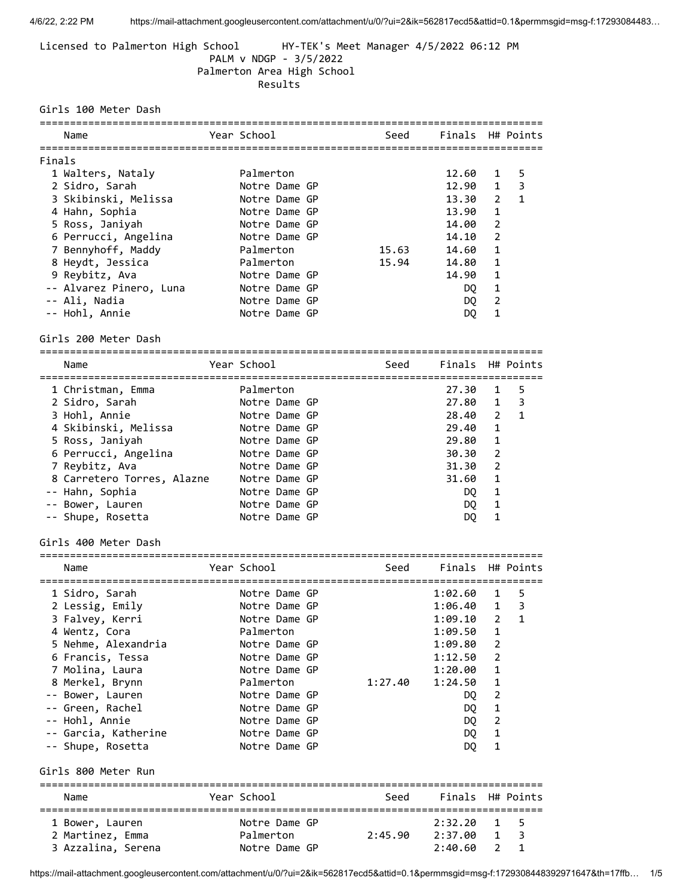Licensed to Palmerton High School HY-TEK's Meet Manager 4/5/2022 06:12 PM

PALM v NDGP - 3/5/2022

Palmerton Area High School

Results

## Girls 100 Meter Dash

Finals

| | Name | Year | School | Seed | Finals | H# | Points |
|---|---|---|---|---|---|---|---|
| 1 | Walters, Nataly | | Palmerton | | 12.60 | 1 | 5 |
| 2 | Sidro, Sarah | | Notre Dame GP | | 12.90 | 1 | 3 |
| 3 | Skibinski, Melissa | | Notre Dame GP | | 13.30 | 2 | 1 |
| 4 | Hahn, Sophia | | Notre Dame GP | | 13.90 | 1 | |
| 5 | Ross, Janiyah | | Notre Dame GP | | 14.00 | 2 | |
| 6 | Perrucci, Angelina | | Notre Dame GP | | 14.10 | 2 | |
| 7 | Bennyhoff, Maddy | | Palmerton | 15.63 | 14.60 | 1 | |
| 8 | Heydt, Jessica | | Palmerton | 15.94 | 14.80 | 1 | |
| 9 | Reybitz, Ava | | Notre Dame GP | | 14.90 | 1 | |
| -- | Alvarez Pinero, Luna | | Notre Dame GP | | DQ | 1 | |
| -- | Ali, Nadia | | Notre Dame GP | | DQ | 2 | |
| -- | Hohl, Annie | | Notre Dame GP | | DQ | 1 | |

## Girls 200 Meter Dash

| | Name | Year | School | Seed | Finals | H# | Points |
|---|---|---|---|---|---|---|---|
| 1 | Christman, Emma | | Palmerton | | 27.30 | 1 | 5 |
| 2 | Sidro, Sarah | | Notre Dame GP | | 27.80 | 1 | 3 |
| 3 | Hohl, Annie | | Notre Dame GP | | 28.40 | 2 | 1 |
| 4 | Skibinski, Melissa | | Notre Dame GP | | 29.40 | 1 | |
| 5 | Ross, Janiyah | | Notre Dame GP | | 29.80 | 1 | |
| 6 | Perrucci, Angelina | | Notre Dame GP | | 30.30 | 2 | |
| 7 | Reybitz, Ava | | Notre Dame GP | | 31.30 | 2 | |
| 8 | Carretero Torres, Alazne | | Notre Dame GP | | 31.60 | 1 | |
| -- | Hahn, Sophia | | Notre Dame GP | | DQ | 1 | |
| -- | Bower, Lauren | | Notre Dame GP | | DQ | 1 | |
| -- | Shupe, Rosetta | | Notre Dame GP | | DQ | 1 | |

## Girls 400 Meter Dash

| | Name | Year | School | Seed | Finals | H# | Points |
|---|---|---|---|---|---|---|---|
| 1 | Sidro, Sarah | | Notre Dame GP | | 1:02.60 | 1 | 5 |
| 2 | Lessig, Emily | | Notre Dame GP | | 1:06.40 | 1 | 3 |
| 3 | Falvey, Kerri | | Notre Dame GP | | 1:09.10 | 2 | 1 |
| 4 | Wentz, Cora | | Palmerton | | 1:09.50 | 1 | |
| 5 | Nehme, Alexandria | | Notre Dame GP | | 1:09.80 | 2 | |
| 6 | Francis, Tessa | | Notre Dame GP | | 1:12.50 | 2 | |
| 7 | Molina, Laura | | Notre Dame GP | | 1:20.00 | 1 | |
| 8 | Merkel, Brynn | | Palmerton | 1:27.40 | 1:24.50 | 1 | |
| -- | Bower, Lauren | | Notre Dame GP | | DQ | 2 | |
| -- | Green, Rachel | | Notre Dame GP | | DQ | 1 | |
| -- | Hohl, Annie | | Notre Dame GP | | DQ | 2 | |
| -- | Garcia, Katherine | | Notre Dame GP | | DQ | 1 | |
| -- | Shupe, Rosetta | | Notre Dame GP | | DQ | 1 | |

## Girls 800 Meter Run

| | Name | Year | School | Seed | Finals | H# | Points |
|---|---|---|---|---|---|---|---|
| 1 | Bower, Lauren | | Notre Dame GP | | 2:32.20 | 1 | 5 |
| 2 | Martinez, Emma | | Palmerton | 2:45.90 | 2:37.00 | 1 | 3 |
| 3 | Azzalina, Serena | | Notre Dame GP | | 2:40.60 | 2 | 1 |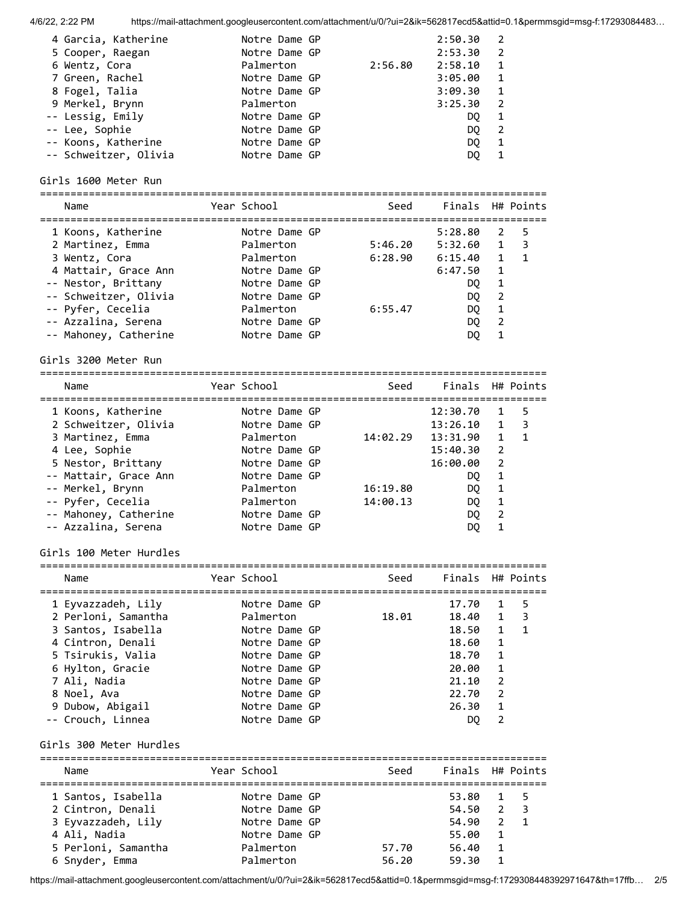| Name | Year | School | Seed | Finals | H# | Points |
|---|---|---|---|---|---|---|
| 4 Garcia, Katherine | | Notre Dame GP | | 2:50.30 | 2 | |
| 5 Cooper, Raegan | | Notre Dame GP | | 2:53.30 | 2 | |
| 6 Wentz, Cora | | Palmerton | 2:56.80 | 2:58.10 | 1 | |
| 7 Green, Rachel | | Notre Dame GP | | 3:05.00 | 1 | |
| 8 Fogel, Talia | | Notre Dame GP | | 3:09.30 | 1 | |
| 9 Merkel, Brynn | | Palmerton | | 3:25.30 | 2 | |
| -- Lessig, Emily | | Notre Dame GP | | DQ | 1 | |
| -- Lee, Sophie | | Notre Dame GP | | DQ | 2 | |
| -- Koons, Katherine | | Notre Dame GP | | DQ | 1 | |
| -- Schweitzer, Olivia | | Notre Dame GP | | DQ | 1 | |

## Girls 1600 Meter Run

| Name | Year | School | Seed | Finals | H# | Points |
|---|---|---|---|---|---|---|
| 1 Koons, Katherine | | Notre Dame GP | | 5:28.80 | 2 | 5 |
| 2 Martinez, Emma | | Palmerton | 5:46.20 | 5:32.60 | 1 | 3 |
| 3 Wentz, Cora | | Palmerton | 6:28.90 | 6:15.40 | 1 | 1 |
| 4 Mattair, Grace Ann | | Notre Dame GP | | 6:47.50 | 1 | |
| -- Nestor, Brittany | | Notre Dame GP | | DQ | 1 | |
| -- Schweitzer, Olivia | | Notre Dame GP | | DQ | 2 | |
| -- Pyfer, Cecelia | | Palmerton | 6:55.47 | DQ | 1 | |
| -- Azzalina, Serena | | Notre Dame GP | | DQ | 2 | |
| -- Mahoney, Catherine | | Notre Dame GP | | DQ | 1 | |

## Girls 3200 Meter Run

| Name | Year | School | Seed | Finals | H# | Points |
|---|---|---|---|---|---|---|
| 1 Koons, Katherine | | Notre Dame GP | | 12:30.70 | 1 | 5 |
| 2 Schweitzer, Olivia | | Notre Dame GP | | 13:26.10 | 1 | 3 |
| 3 Martinez, Emma | | Palmerton | 14:02.29 | 13:31.90 | 1 | 1 |
| 4 Lee, Sophie | | Notre Dame GP | | 15:40.30 | 2 | |
| 5 Nestor, Brittany | | Notre Dame GP | | 16:00.00 | 2 | |
| -- Mattair, Grace Ann | | Notre Dame GP | | DQ | 1 | |
| -- Merkel, Brynn | | Palmerton | 16:19.80 | DQ | 1 | |
| -- Pyfer, Cecelia | | Palmerton | 14:00.13 | DQ | 1 | |
| -- Mahoney, Catherine | | Notre Dame GP | | DQ | 2 | |
| -- Azzalina, Serena | | Notre Dame GP | | DQ | 1 | |

## Girls 100 Meter Hurdles

| Name | Year | School | Seed | Finals | H# | Points |
|---|---|---|---|---|---|---|
| 1 Eyvazzadeh, Lily | | Notre Dame GP | | 17.70 | 1 | 5 |
| 2 Perloni, Samantha | | Palmerton | 18.01 | 18.40 | 1 | 3 |
| 3 Santos, Isabella | | Notre Dame GP | | 18.50 | 1 | 1 |
| 4 Cintron, Denali | | Notre Dame GP | | 18.60 | 1 | |
| 5 Tsirukis, Valia | | Notre Dame GP | | 18.70 | 1 | |
| 6 Hylton, Gracie | | Notre Dame GP | | 20.00 | 1 | |
| 7 Ali, Nadia | | Notre Dame GP | | 21.10 | 2 | |
| 8 Noel, Ava | | Notre Dame GP | | 22.70 | 2 | |
| 9 Dubow, Abigail | | Notre Dame GP | | 26.30 | 1 | |
| -- Crouch, Linnea | | Notre Dame GP | | DQ | 2 | |

## Girls 300 Meter Hurdles

| Name | Year | School | Seed | Finals | H# | Points |
|---|---|---|---|---|---|---|
| 1 Santos, Isabella | | Notre Dame GP | | 53.80 | 1 | 5 |
| 2 Cintron, Denali | | Notre Dame GP | | 54.50 | 2 | 3 |
| 3 Eyvazzadeh, Lily | | Notre Dame GP | | 54.90 | 2 | 1 |
| 4 Ali, Nadia | | Notre Dame GP | | 55.00 | 1 | |
| 5 Perloni, Samantha | | Palmerton | 57.70 | 56.40 | 1 | |
| 6 Snyder, Emma | | Palmerton | 56.20 | 59.30 | 1 | |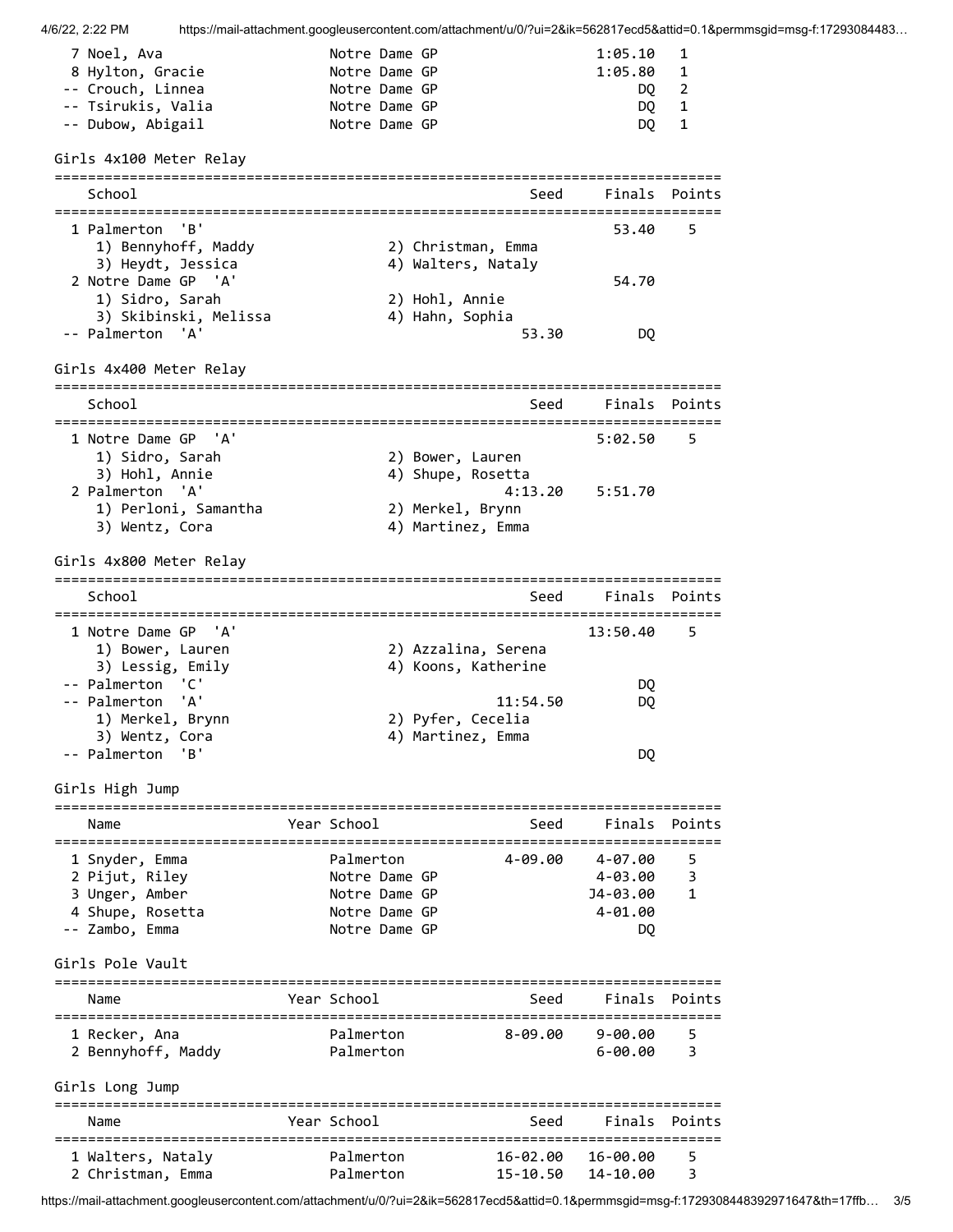| Place | Name | Year | School | Seed | Finals | Points |
|---|---|---|---|---|---|---|
| 7 | Noel, Ava | | Notre Dame GP | | 1:05.10 | 1 |
| 8 | Hylton, Gracie | | Notre Dame GP | | 1:05.80 | 1 |
| -- | Crouch, Linnea | | Notre Dame GP | | DQ | 2 |
| -- | Tsirukis, Valia | | Notre Dame GP | | DQ | 1 |
| -- | Dubow, Abigail | | Notre Dame GP | | DQ | 1 |

## Girls 4x100 Meter Relay

| Place | School | Seed | Finals | Points |
|---|---|---|---|---|
| 1 | Palmerton 'B' | | 53.40 | 5 |
| | 1) Bennyhoff, Maddy 2) Christman, Emma 3) Heydt, Jessica 4) Walters, Nataly | | | |
| 2 | Notre Dame GP 'A' | | 54.70 | |
| | 1) Sidro, Sarah 2) Hohl, Annie 3) Skibinski, Melissa 4) Hahn, Sophia | | | |
| -- | Palmerton 'A' | 53.30 | DQ | |

## Girls 4x400 Meter Relay

| Place | School | Seed | Finals | Points |
|---|---|---|---|---|
| 1 | Notre Dame GP 'A' | | 5:02.50 | 5 |
| | 1) Sidro, Sarah 2) Bower, Lauren 3) Hohl, Annie 4) Shupe, Rosetta | | | |
| 2 | Palmerton 'A' | 4:13.20 | 5:51.70 | |
| | 1) Perloni, Samantha 2) Merkel, Brynn 3) Wentz, Cora 4) Martinez, Emma | | | |

## Girls 4x800 Meter Relay

| Place | School | Seed | Finals | Points |
|---|---|---|---|---|
| 1 | Notre Dame GP 'A' | | 13:50.40 | 5 |
| | 1) Bower, Lauren 2) Azzalina, Serena 3) Lessig, Emily 4) Koons, Katherine | | | |
| -- | Palmerton 'C' | | DQ | |
| -- | Palmerton 'A' | 11:54.50 | DQ | |
| | 1) Merkel, Brynn 2) Pyfer, Cecelia 3) Wentz, Cora 4) Martinez, Emma | | | |
| -- | Palmerton 'B' | | DQ | |

## Girls High Jump

| Place | Name | Year | School | Seed | Finals | Points |
|---|---|---|---|---|---|---|
| 1 | Snyder, Emma | | Palmerton | 4-09.00 | 4-07.00 | 5 |
| 2 | Pijut, Riley | | Notre Dame GP | | 4-03.00 | 3 |
| 3 | Unger, Amber | | Notre Dame GP | | J4-03.00 | 1 |
| 4 | Shupe, Rosetta | | Notre Dame GP | | 4-01.00 | |
| -- | Zambo, Emma | | Notre Dame GP | | DQ | |

## Girls Pole Vault

| Place | Name | Year | School | Seed | Finals | Points |
|---|---|---|---|---|---|---|
| 1 | Recker, Ana | | Palmerton | 8-09.00 | 9-00.00 | 5 |
| 2 | Bennyhoff, Maddy | | Palmerton | | 6-00.00 | 3 |

## Girls Long Jump

| Place | Name | Year | School | Seed | Finals | Points |
|---|---|---|---|---|---|---|
| 1 | Walters, Nataly | | Palmerton | 16-02.00 | 16-00.00 | 5 |
| 2 | Christman, Emma | | Palmerton | 15-10.50 | 14-10.00 | 3 |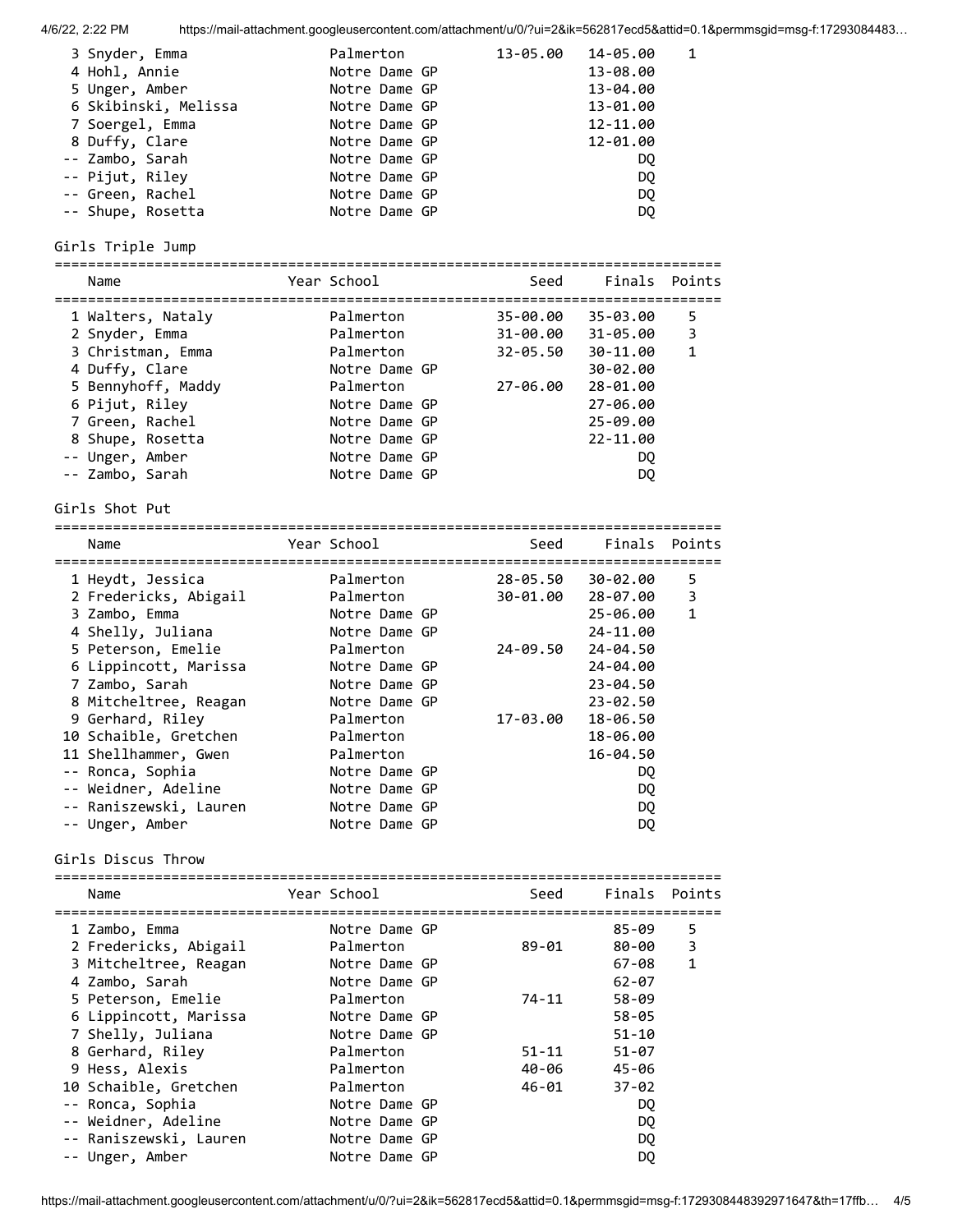| Name | Year | School | Seed | Finals | Points |
|---|---|---|---|---|---|
| 3 Snyder, Emma | | Palmerton | 13-05.00 | 14-05.00 | 1 |
| 4 Hohl, Annie | | Notre Dame GP | | 13-08.00 | |
| 5 Unger, Amber | | Notre Dame GP | | 13-04.00 | |
| 6 Skibinski, Melissa | | Notre Dame GP | | 13-01.00 | |
| 7 Soergel, Emma | | Notre Dame GP | | 12-11.00 | |
| 8 Duffy, Clare | | Notre Dame GP | | 12-01.00 | |
| -- Zambo, Sarah | | Notre Dame GP | | DQ | |
| -- Pijut, Riley | | Notre Dame GP | | DQ | |
| -- Green, Rachel | | Notre Dame GP | | DQ | |
| -- Shupe, Rosetta | | Notre Dame GP | | DQ | |

Girls Triple Jump

| Name | Year | School | Seed | Finals | Points |
|---|---|---|---|---|---|
| 1 Walters, Nataly | | Palmerton | 35-00.00 | 35-03.00 | 5 |
| 2 Snyder, Emma | | Palmerton | 31-00.00 | 31-05.00 | 3 |
| 3 Christman, Emma | | Palmerton | 32-05.50 | 30-11.00 | 1 |
| 4 Duffy, Clare | | Notre Dame GP | | 30-02.00 | |
| 5 Bennyhoff, Maddy | | Palmerton | 27-06.00 | 28-01.00 | |
| 6 Pijut, Riley | | Notre Dame GP | | 27-06.00 | |
| 7 Green, Rachel | | Notre Dame GP | | 25-09.00 | |
| 8 Shupe, Rosetta | | Notre Dame GP | | 22-11.00 | |
| -- Unger, Amber | | Notre Dame GP | | DQ | |
| -- Zambo, Sarah | | Notre Dame GP | | DQ | |

Girls Shot Put

| Name | Year | School | Seed | Finals | Points |
|---|---|---|---|---|---|
| 1 Heydt, Jessica | | Palmerton | 28-05.50 | 30-02.00 | 5 |
| 2 Fredericks, Abigail | | Palmerton | 30-01.00 | 28-07.00 | 3 |
| 3 Zambo, Emma | | Notre Dame GP | | 25-06.00 | 1 |
| 4 Shelly, Juliana | | Notre Dame GP | | 24-11.00 | |
| 5 Peterson, Emelie | | Palmerton | 24-09.50 | 24-04.50 | |
| 6 Lippincott, Marissa | | Notre Dame GP | | 24-04.00 | |
| 7 Zambo, Sarah | | Notre Dame GP | | 23-04.50 | |
| 8 Mitcheltree, Reagan | | Notre Dame GP | | 23-02.50 | |
| 9 Gerhard, Riley | | Palmerton | 17-03.00 | 18-06.50 | |
| 10 Schaible, Gretchen | | Palmerton | | 18-06.00 | |
| 11 Shellhammer, Gwen | | Palmerton | | 16-04.50 | |
| -- Ronca, Sophia | | Notre Dame GP | | DQ | |
| -- Weidner, Adeline | | Notre Dame GP | | DQ | |
| -- Raniszewski, Lauren | | Notre Dame GP | | DQ | |
| -- Unger, Amber | | Notre Dame GP | | DQ | |

Girls Discus Throw

| Name | Year | School | Seed | Finals | Points |
|---|---|---|---|---|---|
| 1 Zambo, Emma | | Notre Dame GP | | 85-09 | 5 |
| 2 Fredericks, Abigail | | Palmerton | 89-01 | 80-00 | 3 |
| 3 Mitcheltree, Reagan | | Notre Dame GP | | 67-08 | 1 |
| 4 Zambo, Sarah | | Notre Dame GP | | 62-07 | |
| 5 Peterson, Emelie | | Palmerton | 74-11 | 58-09 | |
| 6 Lippincott, Marissa | | Notre Dame GP | | 58-05 | |
| 7 Shelly, Juliana | | Notre Dame GP | | 51-10 | |
| 8 Gerhard, Riley | | Palmerton | 51-11 | 51-07 | |
| 9 Hess, Alexis | | Palmerton | 40-06 | 45-06 | |
| 10 Schaible, Gretchen | | Palmerton | 46-01 | 37-02 | |
| -- Ronca, Sophia | | Notre Dame GP | | DQ | |
| -- Weidner, Adeline | | Notre Dame GP | | DQ | |
| -- Raniszewski, Lauren | | Notre Dame GP | | DQ | |
| -- Unger, Amber | | Notre Dame GP | | DQ | |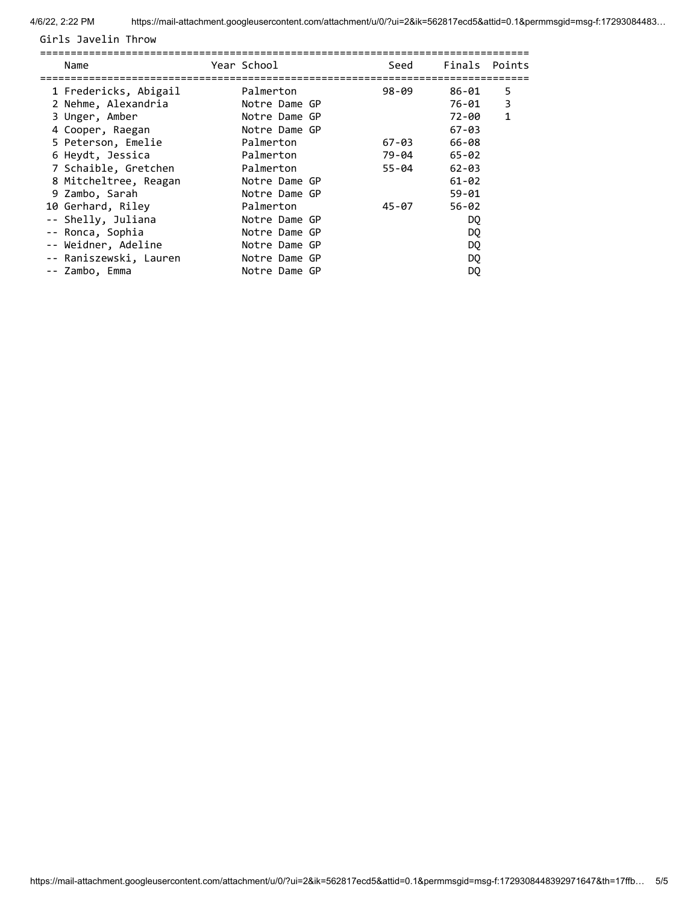Girls Javelin Throw

| | Name | Year | School | Seed | Finals | Points |
|---|---|---|---|---|---|---|
| 1 | Fredericks, Abigail | | Palmerton | 98-09 | 86-01 | 5 |
| 2 | Nehme, Alexandria | | Notre Dame GP | | 76-01 | 3 |
| 3 | Unger, Amber | | Notre Dame GP | | 72-00 | 1 |
| 4 | Cooper, Raegan | | Notre Dame GP | | 67-03 | |
| 5 | Peterson, Emelie | | Palmerton | 67-03 | 66-08 | |
| 6 | Heydt, Jessica | | Palmerton | 79-04 | 65-02 | |
| 7 | Schaible, Gretchen | | Palmerton | 55-04 | 62-03 | |
| 8 | Mitcheltree, Reagan | | Notre Dame GP | | 61-02 | |
| 9 | Zambo, Sarah | | Notre Dame GP | | 59-01 | |
| 10 | Gerhard, Riley | | Palmerton | 45-07 | 56-02 | |
| -- | Shelly, Juliana | | Notre Dame GP | | DQ | |
| -- | Ronca, Sophia | | Notre Dame GP | | DQ | |
| -- | Weidner, Adeline | | Notre Dame GP | | DQ | |
| -- | Raniszewski, Lauren | | Notre Dame GP | | DQ | |
| -- | Zambo, Emma | | Notre Dame GP | | DQ | |